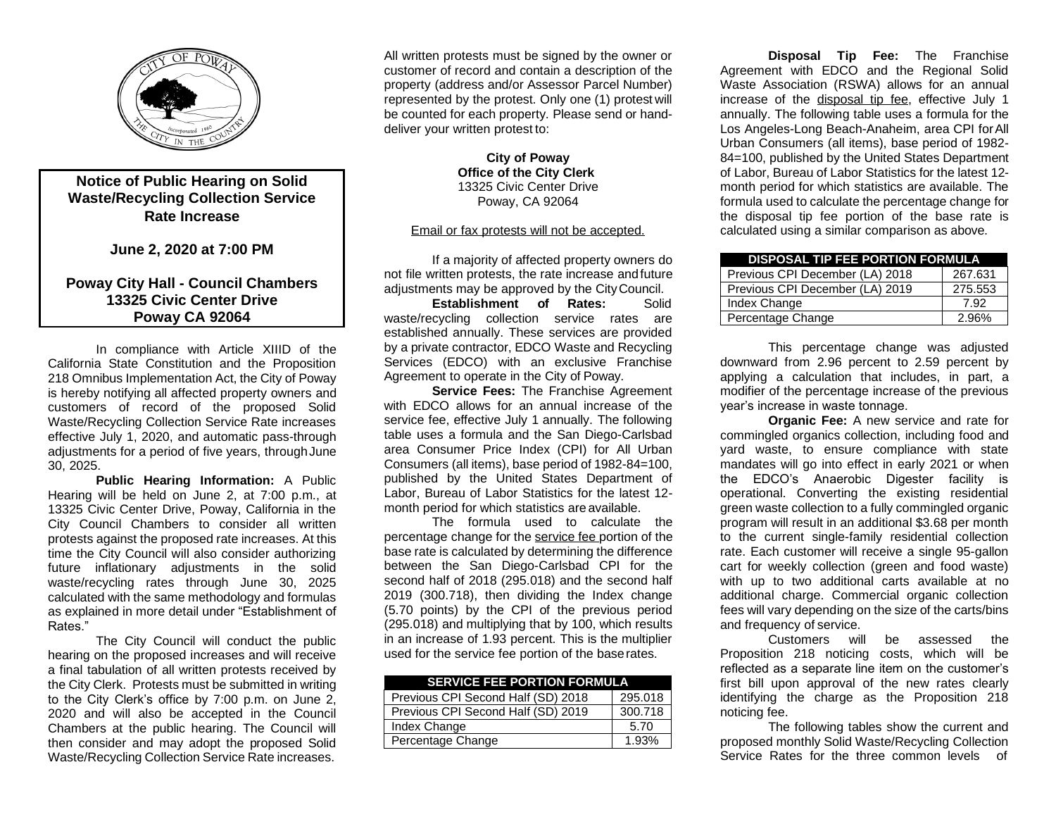# Notice of Public Hearing on Solid Waste/Recycling Collection Service Rate Increase

## June 2, 2020 at 7:00 PM

## Poway City Hall - Council Chambers
## 13325 Civic Center Drive
## Poway CA 92064

In compliance with Article XIIID of the California State Constitution and the Proposition 218 Omnibus Implementation Act, the City of Poway is hereby notifying all affected property owners and customers of record of the proposed Solid Waste/Recycling Collection Service Rate increases effective July 1, 2020, and automatic pass-through adjustments for a period of five years, through June 30, 2025.

**Public Hearing Information:** A Public Hearing will be held on June 2, at 7:00 p.m., at 13325 Civic Center Drive, Poway, California in the City Council Chambers to consider all written protests against the proposed rate increases. At this time the City Council will also consider authorizing future inflationary adjustments in the solid waste/recycling rates through June 30, 2025 calculated with the same methodology and formulas as explained in more detail under "Establishment of Rates."

The City Council will conduct the public hearing on the proposed increases and will receive a final tabulation of all written protests received by the City Clerk. Protests must be submitted in writing to the City Clerk's office by 7:00 p.m. on June 2, 2020 and will also be accepted in the Council Chambers at the public hearing. The Council will then consider and may adopt the proposed Solid Waste/Recycling Collection Service Rate increases.

All written protests must be signed by the owner or customer of record and contain a description of the property (address and/or Assessor Parcel Number) represented by the protest. Only one (1) protest will be counted for each property. Please send or hand-deliver your written protest to:

**City of Poway**
**Office of the City Clerk**
13325 Civic Center Drive
Poway, CA 92064

Email or fax protests will not be accepted.

If a majority of affected property owners do not file written protests, the rate increase and future adjustments may be approved by the City Council.

**Establishment of Rates:** Solid waste/recycling collection service rates are established annually. These services are provided by a private contractor, EDCO Waste and Recycling Services (EDCO) with an exclusive Franchise Agreement to operate in the City of Poway.

**Service Fees:** The Franchise Agreement with EDCO allows for an annual increase of the service fee, effective July 1 annually. The following table uses a formula and the San Diego-Carlsbad area Consumer Price Index (CPI) for All Urban Consumers (all items), base period of 1982-84=100, published by the United States Department of Labor, Bureau of Labor Statistics for the latest 12-month period for which statistics are available.

The formula used to calculate the percentage change for the service fee portion of the base rate is calculated by determining the difference between the San Diego-Carlsbad CPI for the second half of 2018 (295.018) and the second half 2019 (300.718), then dividing the Index change (5.70 points) by the CPI of the previous period (295.018) and multiplying that by 100, which results in an increase of 1.93 percent. This is the multiplier used for the service fee portion of the base rates.

| SERVICE FEE PORTION FORMULA | |
|---|---|
| Previous CPI Second Half (SD) 2018 | 295.018 |
| Previous CPI Second Half (SD) 2019 | 300.718 |
| Index Change | 5.70 |
| Percentage Change | 1.93% |

**Disposal Tip Fee:** The Franchise Agreement with EDCO and the Regional Solid Waste Association (RSWA) allows for an annual increase of the disposal tip fee, effective July 1 annually. The following table uses a formula for the Los Angeles-Long Beach-Anaheim, area CPI for All Urban Consumers (all items), base period of 1982-84=100, published by the United States Department of Labor, Bureau of Labor Statistics for the latest 12-month period for which statistics are available. The formula used to calculate the percentage change for the disposal tip fee portion of the base rate is calculated using a similar comparison as above.

| DISPOSAL TIP FEE PORTION FORMULA | |
|---|---|
| Previous CPI December (LA) 2018 | 267.631 |
| Previous CPI December (LA) 2019 | 275.553 |
| Index Change | 7.92 |
| Percentage Change | 2.96% |

This percentage change was adjusted downward from 2.96 percent to 2.59 percent by applying a calculation that includes, in part, a modifier of the percentage increase of the previous year's increase in waste tonnage.

**Organic Fee:** A new service and rate for commingled organics collection, including food and yard waste, to ensure compliance with state mandates will go into effect in early 2021 or when the EDCO's Anaerobic Digester facility is operational. Converting the existing residential green waste collection to a fully commingled organic program will result in an additional $3.68 per month to the current single-family residential collection rate. Each customer will receive a single 95-gallon cart for weekly collection (green and food waste) with up to two additional carts available at no additional charge. Commercial organic collection fees will vary depending on the size of the carts/bins and frequency of service.

Customers will be assessed the Proposition 218 noticing costs, which will be reflected as a separate line item on the customer's first bill upon approval of the new rates clearly identifying the charge as the Proposition 218 noticing fee.

The following tables show the current and proposed monthly Solid Waste/Recycling Collection Service Rates for the three common levels of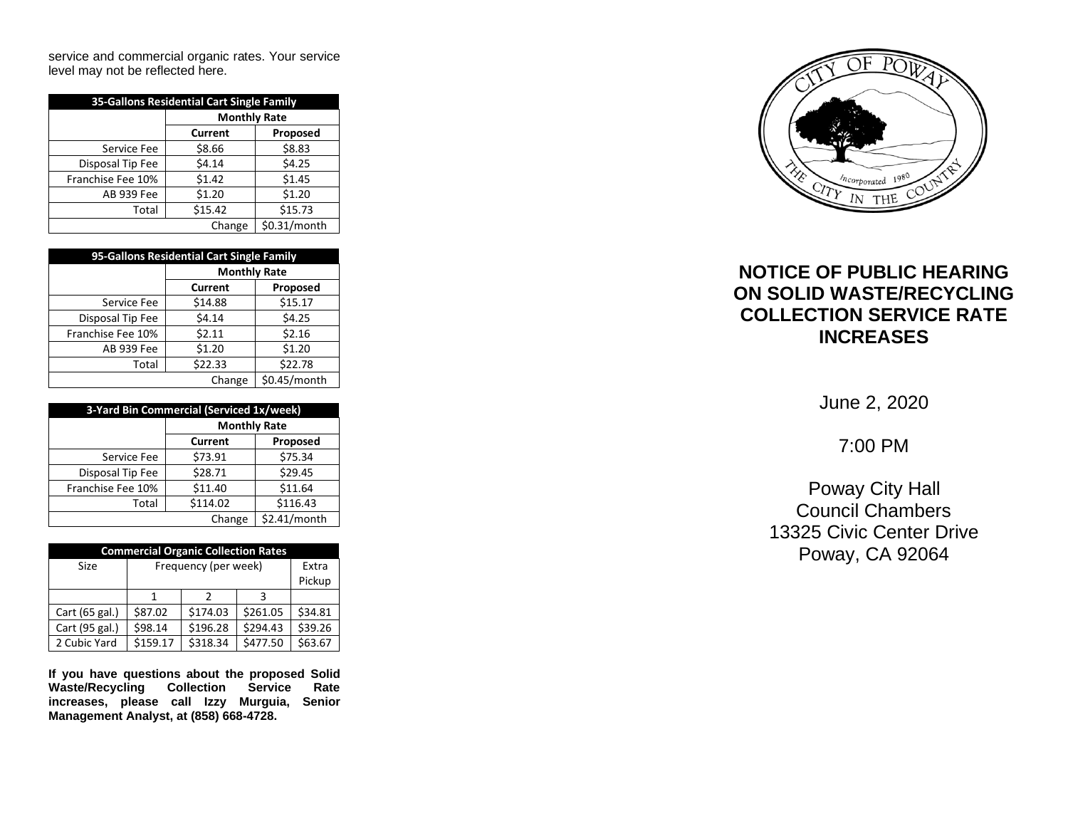service and commercial organic rates. Your service level may not be reflected here.

| 35-Gallons Residential Cart Single Family | | |
|---|---|---|
| | Monthly Rate | |
| | Current | Proposed |
| Service Fee | $8.66 | $8.83 |
| Disposal Tip Fee | $4.14 | $4.25 |
| Franchise Fee 10% | $1.42 | $1.45 |
| AB 939 Fee | $1.20 | $1.20 |
| Total | $15.42 | $15.73 |
| | Change | $0.31/month |

| 95-Gallons Residential Cart Single Family | | |
|---|---|---|
| | Monthly Rate | |
| | Current | Proposed |
| Service Fee | $14.88 | $15.17 |
| Disposal Tip Fee | $4.14 | $4.25 |
| Franchise Fee 10% | $2.11 | $2.16 |
| AB 939 Fee | $1.20 | $1.20 |
| Total | $22.33 | $22.78 |
| | Change | $0.45/month |

| 3-Yard Bin Commercial (Serviced 1x/week) | | |
|---|---|---|
| | Monthly Rate | |
| | Current | Proposed |
| Service Fee | $73.91 | $75.34 |
| Disposal Tip Fee | $28.71 | $29.45 |
| Franchise Fee 10% | $11.40 | $11.64 |
| Total | $114.02 | $116.43 |
| | Change | $2.41/month |

| Commercial Organic Collection Rates | | | | |
|---|---|---|---|---|
| Size | Frequency (per week) | | | Extra Pickup |
| | 1 | 2 | 3 | |
| Cart (65 gal.) | $87.02 | $174.03 | $261.05 | $34.81 |
| Cart (95 gal.) | $98.14 | $196.28 | $294.43 | $39.26 |
| 2 Cubic Yard | $159.17 | $318.34 | $477.50 | $63.67 |

**If you have questions about the proposed Solid Waste/Recycling Collection Service Rate increases, please call Izzy Murguia, Senior Management Analyst, at (858) 668-4728.**

CITY OF POWAY
THE CITY IN THE COUNTRY
Incorporated 1980

# NOTICE OF PUBLIC HEARING ON SOLID WASTE/RECYCLING COLLECTION SERVICE RATE INCREASES

June 2, 2020

7:00 PM

Poway City Hall
Council Chambers
13325 Civic Center Drive
Poway, CA 92064